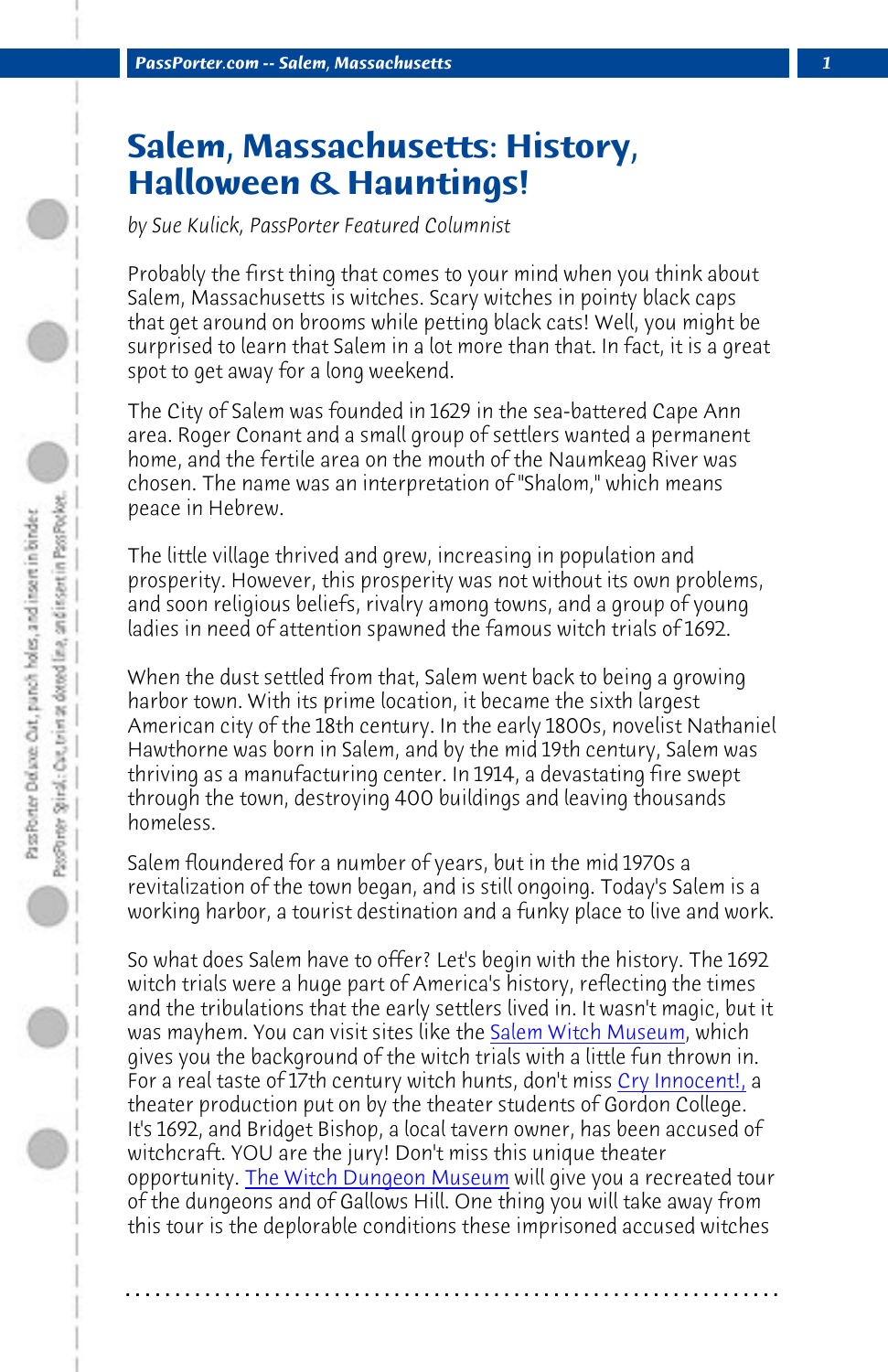# Salem, Massachusetts: History, Halloween & Hauntings!

*by Sue Kulick, PassPorter Featured Columnist*

Probably the first thing that comes to your mind when you think about Salem, Massachusetts is witches. Scary witches in pointy black caps that get around on brooms while petting black cats! Well, you might be surprised to learn that Salem in a lot more than that. In fact, it is a great spot to get away for a long weekend.

The City of Salem was founded in 1629 in the sea-battered Cape Ann area. Roger Conant and a small group of settlers wanted a permanent home, and the fertile area on the mouth of the Naumkeag River was chosen. The name was an interpretation of "Shalom," which means peace in Hebrew.

The little village thrived and grew, increasing in population and prosperity. However, this prosperity was not without its own problems, and soon religious beliefs, rivalry among towns, and a group of young ladies in need of attention spawned the famous witch trials of 1692.

When the dust settled from that, Salem went back to being a growing harbor town. With its prime location, it became the sixth largest American city of the 18th century. In the early 1800s, novelist Nathaniel Hawthorne was born in Salem, and by the mid 19th century, Salem was thriving as a manufacturing center. In 1914, a devastating fire swept through the town, destroying 400 buildings and leaving thousands homeless.

Salem floundered for a number of years, but in the mid 1970s a revitalization of the town began, and is still ongoing. Today's Salem is a working harbor, a tourist destination and a funky place to live and work.

So what does Salem have to offer? Let's begin with the history. The 1692 witch trials were a huge part of America's history, reflecting the times and the tribulations that the early settlers lived in. It wasn't magic, but it was mayhem. You can visit sites like the Salem Witch Museum, which gives you the background of the witch trials with a little fun thrown in. For a real taste of 17th century witch hunts, don't miss Cry Innocent!, a theater production put on by the theater students of Gordon College. It's 1692, and Bridget Bishop, a local tavern owner, has been accused of witchcraft. YOU are the jury! Don't miss this unique theater opportunity. The Witch Dungeon Museum will give you a recreated tour of the dungeons and of Gallows Hill. One thing you will take away from this tour is the deplorable conditions these imprisoned accused witches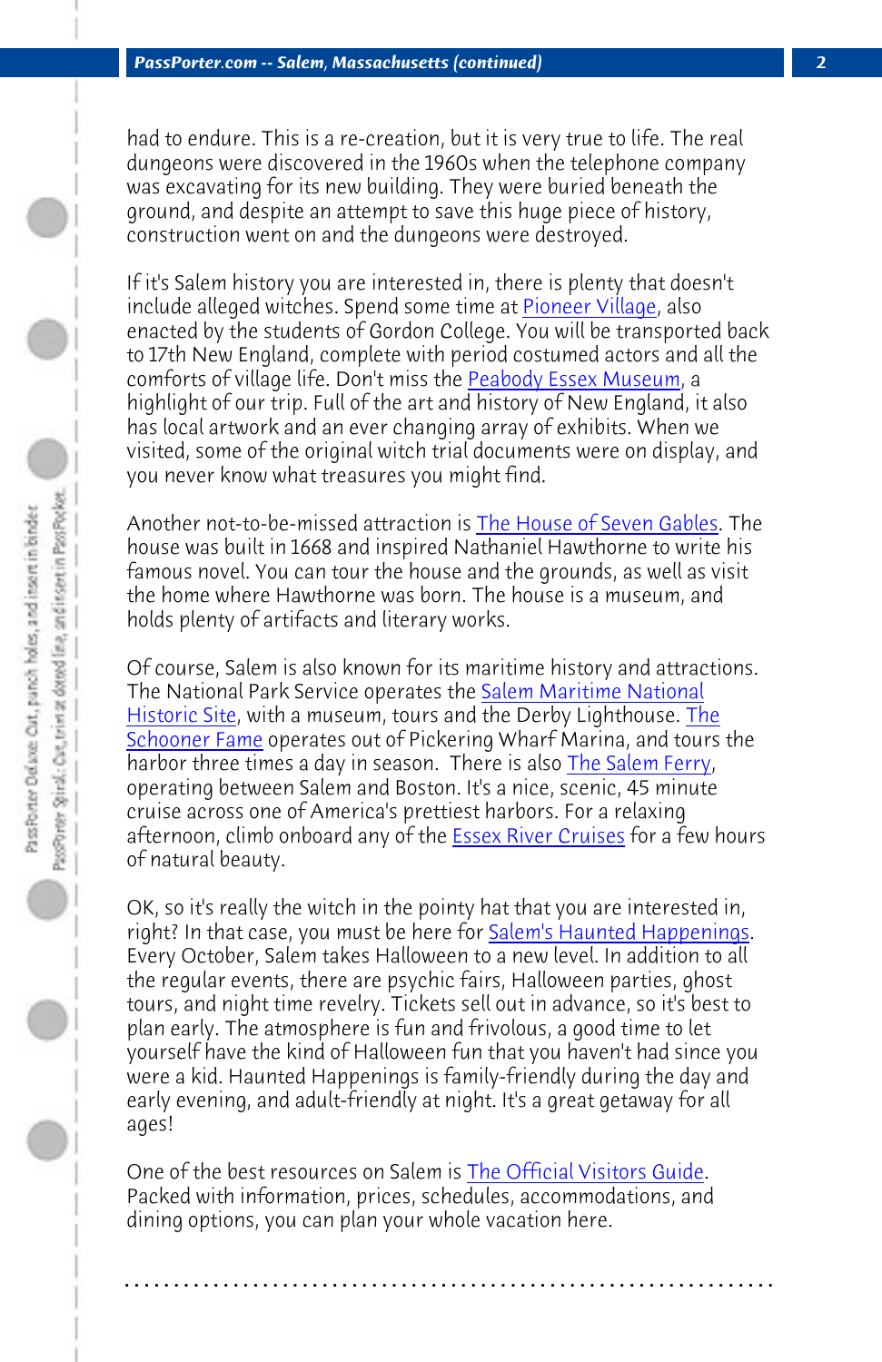had to endure. This is a re-creation, but it is very true to life. The real dungeons were discovered in the 1960s when the telephone company was excavating for its new building. They were buried beneath the ground, and despite an attempt to save this huge piece of history, construction went on and the dungeons were destroyed.

If it's Salem history you are interested in, there is plenty that doesn't include alleged witches. Spend some time at Pioneer Village, also enacted by the students of Gordon College. You will be transported back to 17th New England, complete with period costumed actors and all the comforts of village life. Don't miss the Peabody Essex Museum, a highlight of our trip. Full of the art and history of New England, it also has local artwork and an ever changing array of exhibits. When we visited, some of the original witch trial documents were on display, and you never know what treasures you might find.

Another not-to-be-missed attraction is The House of Seven Gables. The house was built in 1668 and inspired Nathaniel Hawthorne to write his famous novel. You can tour the house and the grounds, as well as visit the home where Hawthorne was born. The house is a museum, and holds plenty of artifacts and literary works.

Of course, Salem is also known for its maritime history and attractions. The National Park Service operates the Salem Maritime National Historic Site, with a museum, tours and the Derby Lighthouse. The Schooner Fame operates out of Pickering Wharf Marina, and tours the harbor three times a day in season. There is also The Salem Ferry, operating between Salem and Boston. It's a nice, scenic, 45 minute cruise across one of America's prettiest harbors. For a relaxing afternoon, climb onboard any of the Essex River Cruises for a few hours of natural beauty.

OK, so it's really the witch in the pointy hat that you are interested in, right? In that case, you must be here for Salem's Haunted Happenings. Every October, Salem takes Halloween to a new level. In addition to all the regular events, there are psychic fairs, Halloween parties, ghost tours, and night time revelry. Tickets sell out in advance, so it's best to plan early. The atmosphere is fun and frivolous, a good time to let yourself have the kind of Halloween fun that you haven't had since you were a kid. Haunted Happenings is family-friendly during the day and early evening, and adult-friendly at night. It's a great getaway for all ages!

One of the best resources on Salem is The Official Visitors Guide. Packed with information, prices, schedules, accommodations, and dining options, you can plan your whole vacation here.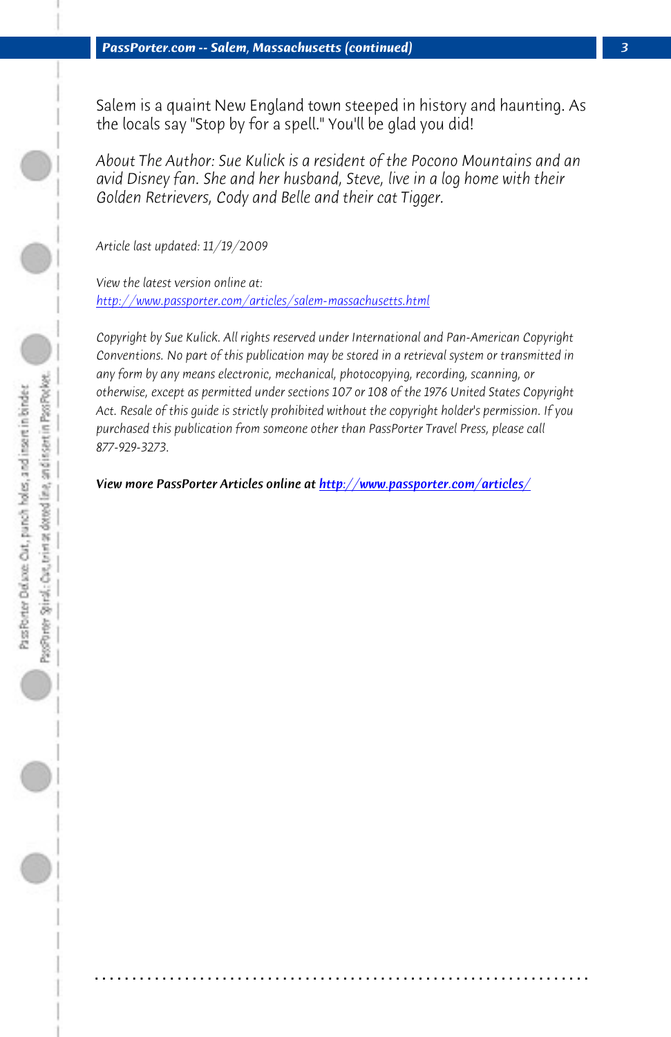Salem is a quaint New England town steeped in history and haunting. As the locals say "Stop by for a spell." You'll be glad you did!

*About The Author: Sue Kulick is a resident of the Pocono Mountains and an avid Disney fan. She and her husband, Steve, live in a log home with their Golden Retrievers, Cody and Belle and their cat Tigger.*

*Article last updated: 11/19/2009*

*View the latest version online at:*
*http://www.passporter.com/articles/salem-massachusetts.html*

*Copyright by Sue Kulick. All rights reserved under International and Pan-American Copyright Conventions. No part of this publication may be stored in a retrieval system or transmitted in any form by any means electronic, mechanical, photocopying, recording, scanning, or otherwise, except as permitted under sections 107 or 108 of the 1976 United States Copyright Act. Resale of this guide is strictly prohibited without the copyright holder's permission. If you purchased this publication from someone other than PassPorter Travel Press, please call 877-929-3273.*

***View more PassPorter Articles online at http://www.passporter.com/articles/***